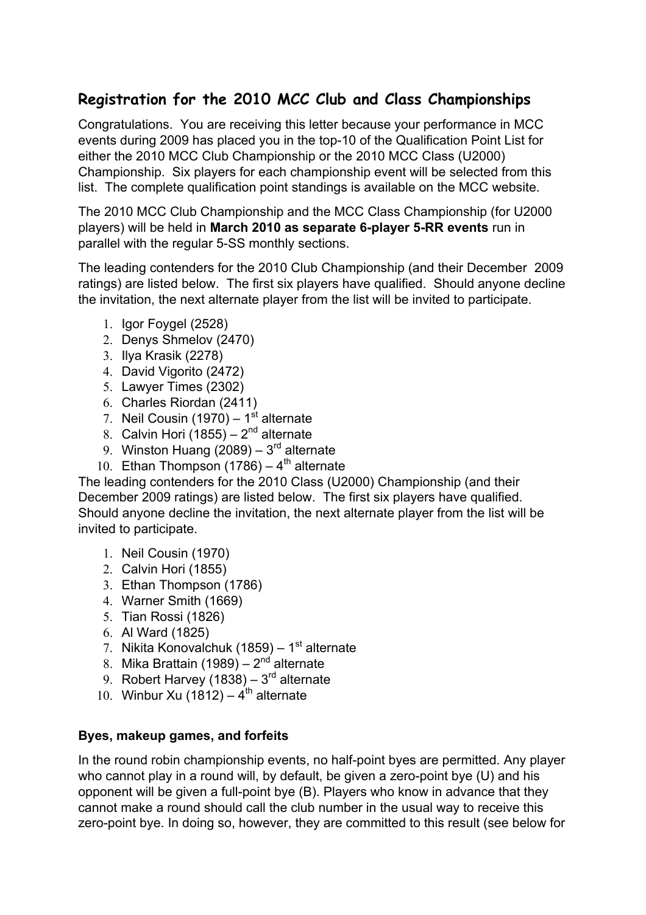## Registration for the 2010 MCC Club and Class Championships

Congratulations. You are receiving this letter because your performance in MCC events during 2009 has placed you in the top-10 of the Qualification Point List for either the 2010 MCC Club Championship or the 2010 MCC Class (U2000) Championship. Six players for each championship event will be selected from this list. The complete qualification point standings is available on the MCC website.

The 2010 MCC Club Championship and the MCC Class Championship (for U2000 players) will be held in **March 2010 as separate 6-player 5-RR events** run in parallel with the regular 5-SS monthly sections.

The leading contenders for the 2010 Club Championship (and their December 2009 ratings) are listed below. The first six players have qualified. Should anyone decline the invitation, the next alternate player from the list will be invited to participate.

1. Igor Foygel (2528)
2. Denys Shmelov (2470)
3. Ilya Krasik (2278)
4. David Vigorito (2472)
5. Lawyer Times (2302)
6. Charles Riordan (2411)
7. Neil Cousin (1970) – 1st alternate
8. Calvin Hori (1855) – 2nd alternate
9. Winston Huang (2089) – 3rd alternate
10. Ethan Thompson (1786) – 4th alternate

The leading contenders for the 2010 Class (U2000) Championship (and their December 2009 ratings) are listed below. The first six players have qualified. Should anyone decline the invitation, the next alternate player from the list will be invited to participate.

1. Neil Cousin (1970)
2. Calvin Hori (1855)
3. Ethan Thompson (1786)
4. Warner Smith (1669)
5. Tian Rossi (1826)
6. Al Ward (1825)
7. Nikita Konovalchuk (1859) – 1st alternate
8. Mika Brattain (1989) – 2nd alternate
9. Robert Harvey (1838) – 3rd alternate
10. Winbur Xu (1812) – 4th alternate

**Byes, makeup games, and forfeits**

In the round robin championship events, no half-point byes are permitted. Any player who cannot play in a round will, by default, be given a zero-point bye (U) and his opponent will be given a full-point bye (B). Players who know in advance that they cannot make a round should call the club number in the usual way to receive this zero-point bye. In doing so, however, they are committed to this result (see below for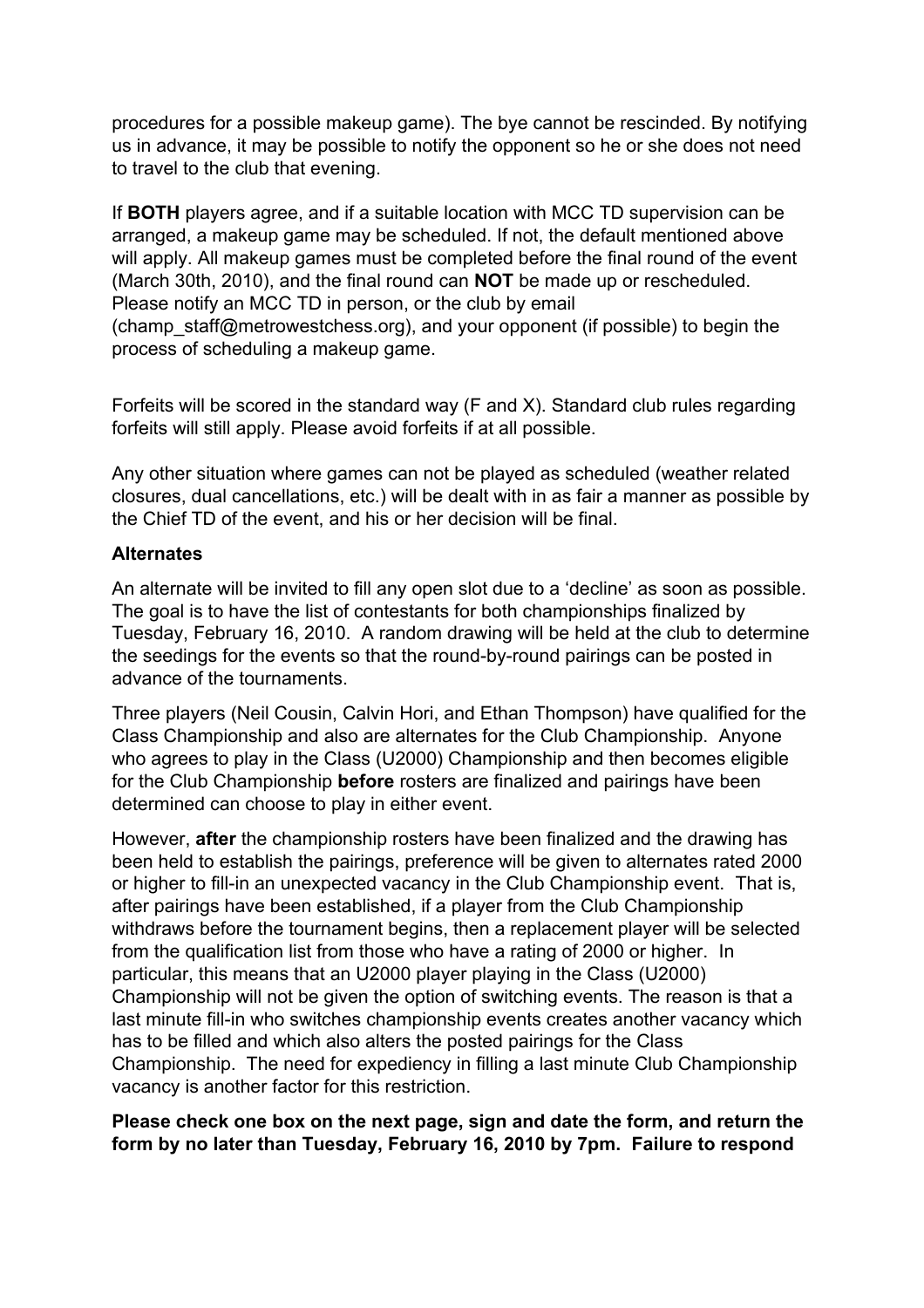procedures for a possible makeup game). The bye cannot be rescinded. By notifying us in advance, it may be possible to notify the opponent so he or she does not need to travel to the club that evening.

If **BOTH** players agree, and if a suitable location with MCC TD supervision can be arranged, a makeup game may be scheduled. If not, the default mentioned above will apply. All makeup games must be completed before the final round of the event (March 30th, 2010), and the final round can **NOT** be made up or rescheduled. Please notify an MCC TD in person, or the club by email (champ_staff@metrowestchess.org), and your opponent (if possible) to begin the process of scheduling a makeup game.

Forfeits will be scored in the standard way (F and X). Standard club rules regarding forfeits will still apply. Please avoid forfeits if at all possible.

Any other situation where games can not be played as scheduled (weather related closures, dual cancellations, etc.) will be dealt with in as fair a manner as possible by the Chief TD of the event, and his or her decision will be final.

**Alternates**

An alternate will be invited to fill any open slot due to a 'decline' as soon as possible. The goal is to have the list of contestants for both championships finalized by Tuesday, February 16, 2010. A random drawing will be held at the club to determine the seedings for the events so that the round-by-round pairings can be posted in advance of the tournaments.

Three players (Neil Cousin, Calvin Hori, and Ethan Thompson) have qualified for the Class Championship and also are alternates for the Club Championship. Anyone who agrees to play in the Class (U2000) Championship and then becomes eligible for the Club Championship **before** rosters are finalized and pairings have been determined can choose to play in either event.

However, **after** the championship rosters have been finalized and the drawing has been held to establish the pairings, preference will be given to alternates rated 2000 or higher to fill-in an unexpected vacancy in the Club Championship event. That is, after pairings have been established, if a player from the Club Championship withdraws before the tournament begins, then a replacement player will be selected from the qualification list from those who have a rating of 2000 or higher. In particular, this means that an U2000 player playing in the Class (U2000) Championship will not be given the option of switching events. The reason is that a last minute fill-in who switches championship events creates another vacancy which has to be filled and which also alters the posted pairings for the Class Championship. The need for expediency in filling a last minute Club Championship vacancy is another factor for this restriction.

**Please check one box on the next page, sign and date the form, and return the form by no later than Tuesday, February 16, 2010 by 7pm. Failure to respond**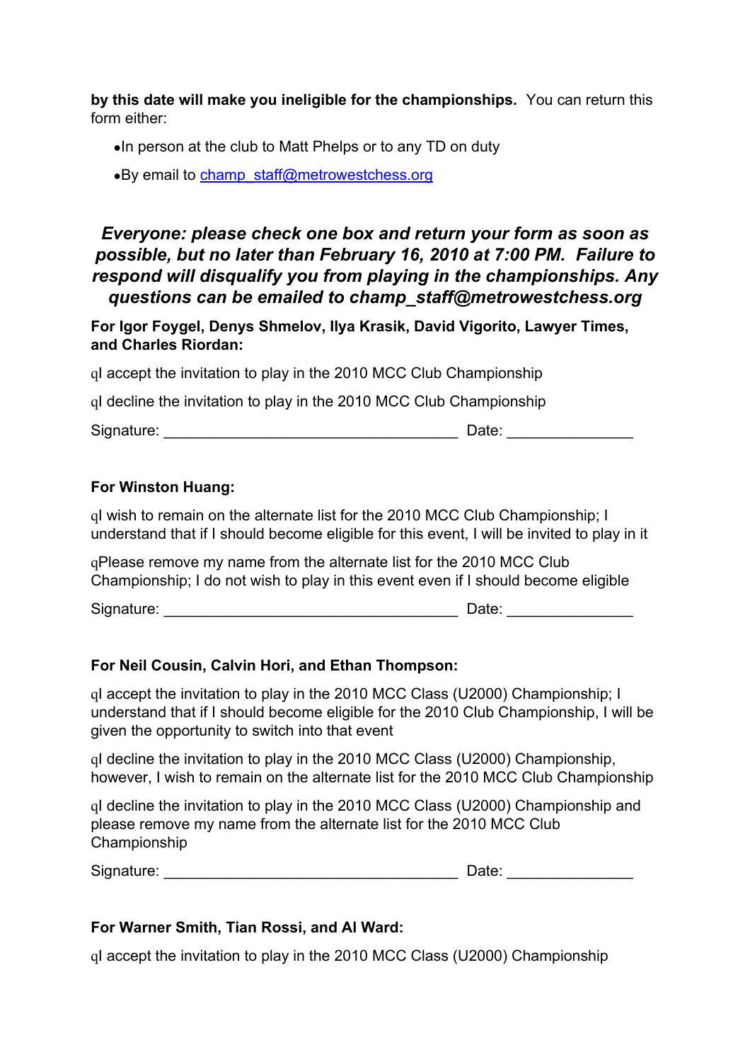**by this date will make you ineligible for the championships.** You can return this form either:

- In person at the club to Matt Phelps or to any TD on duty
- By email to champ_staff@metrowestchess.org

***Everyone: please check one box and return your form as soon as possible, but no later than February 16, 2010 at 7:00 PM. Failure to respond will disqualify you from playing in the championships. Any questions can be emailed to champ_staff@metrowestchess.org***

**For Igor Foygel, Denys Shmelov, Ilya Krasik, David Vigorito, Lawyer Times, and Charles Riordan:**

q I accept the invitation to play in the 2010 MCC Club Championship

q I decline the invitation to play in the 2010 MCC Club Championship

Signature: ___________________________________ Date: _______________

**For Winston Huang:**

q I wish to remain on the alternate list for the 2010 MCC Club Championship; I understand that if I should become eligible for this event, I will be invited to play in it

q Please remove my name from the alternate list for the 2010 MCC Club Championship; I do not wish to play in this event even if I should become eligible

Signature: ___________________________________ Date: _______________

**For Neil Cousin, Calvin Hori, and Ethan Thompson:**

q I accept the invitation to play in the 2010 MCC Class (U2000) Championship; I understand that if I should become eligible for the 2010 Club Championship, I will be given the opportunity to switch into that event

q I decline the invitation to play in the 2010 MCC Class (U2000) Championship, however, I wish to remain on the alternate list for the 2010 MCC Club Championship

q I decline the invitation to play in the 2010 MCC Class (U2000) Championship and please remove my name from the alternate list for the 2010 MCC Club Championship

Signature: ___________________________________ Date: _______________

**For Warner Smith, Tian Rossi, and Al Ward:**

q I accept the invitation to play in the 2010 MCC Class (U2000) Championship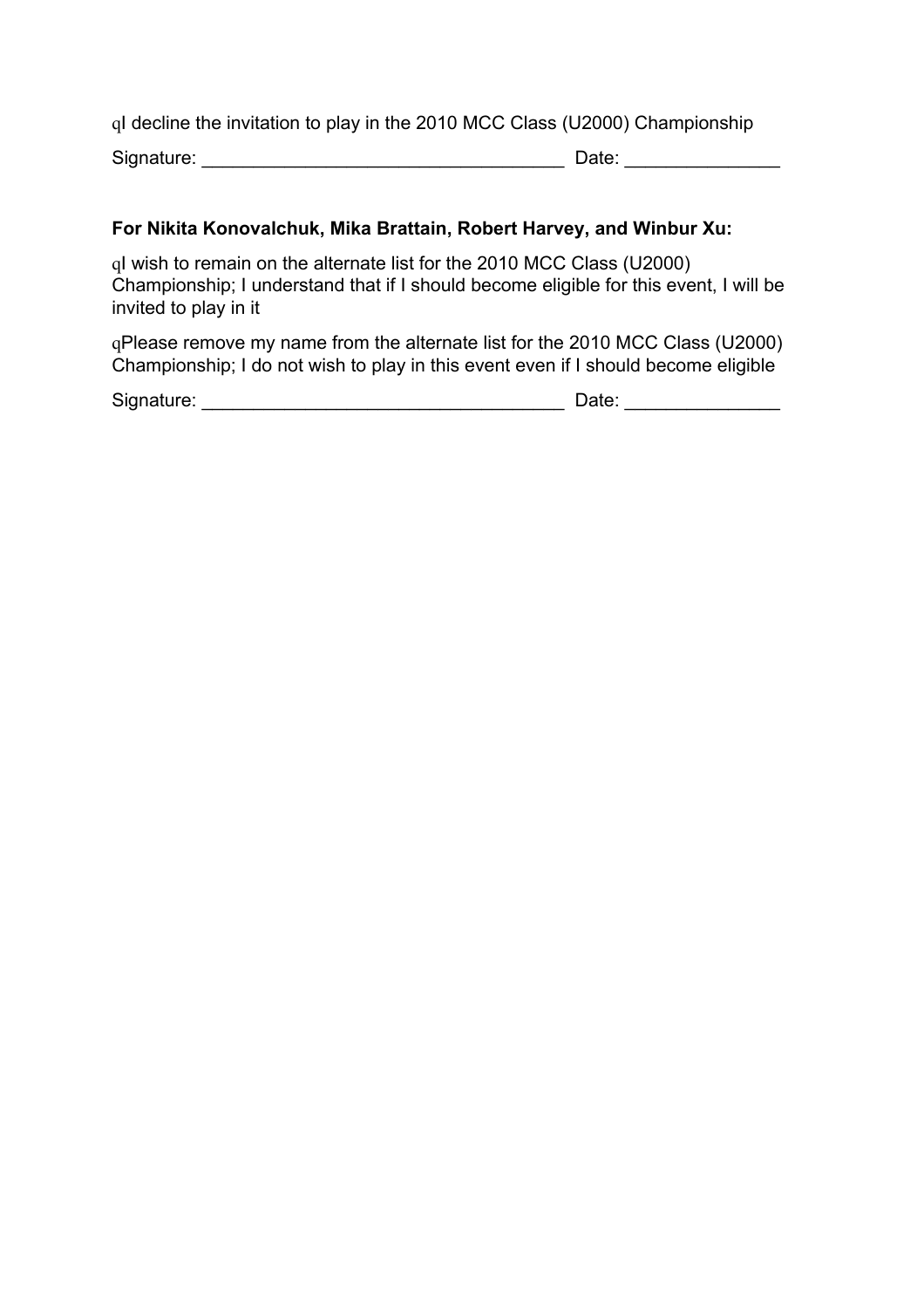qI decline the invitation to play in the 2010 MCC Class (U2000) Championship

Signature: ___________________________________ Date: _______________

**For Nikita Konovalchuk, Mika Brattain, Robert Harvey, and Winbur Xu:**

qI wish to remain on the alternate list for the 2010 MCC Class (U2000) Championship; I understand that if I should become eligible for this event, I will be invited to play in it

qPlease remove my name from the alternate list for the 2010 MCC Class (U2000) Championship; I do not wish to play in this event even if I should become eligible

Signature: ___________________________________ Date: _______________